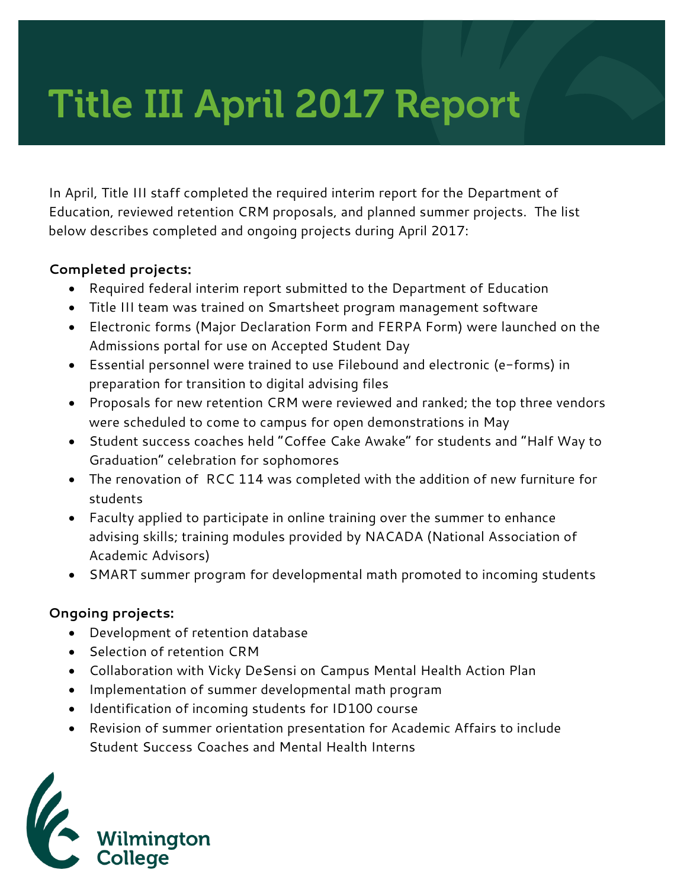# Title III April 2017 Report

In April, Title III staff completed the required interim report for the Department of Education, reviewed retention CRM proposals, and planned summer projects. The list below describes completed and ongoing projects during April 2017:

**Completed projects:**

- Required federal interim report submitted to the Department of Education
- Title III team was trained on Smartsheet program management software
- Electronic forms (Major Declaration Form and FERPA Form) were launched on the Admissions portal for use on Accepted Student Day
- Essential personnel were trained to use Filebound and electronic (e-forms) in preparation for transition to digital advising files
- Proposals for new retention CRM were reviewed and ranked; the top three vendors were scheduled to come to campus for open demonstrations in May
- Student success coaches held "Coffee Cake Awake" for students and "Half Way to Graduation" celebration for sophomores
- The renovation of RCC 114 was completed with the addition of new furniture for students
- Faculty applied to participate in online training over the summer to enhance advising skills; training modules provided by NACADA (National Association of Academic Advisors)
- SMART summer program for developmental math promoted to incoming students

**Ongoing projects:**

- Development of retention database
- Selection of retention CRM
- Collaboration with Vicky DeSensi on Campus Mental Health Action Plan
- Implementation of summer developmental math program
- Identification of incoming students for ID100 course
- Revision of summer orientation presentation for Academic Affairs to include Student Success Coaches and Mental Health Interns

Wilmington College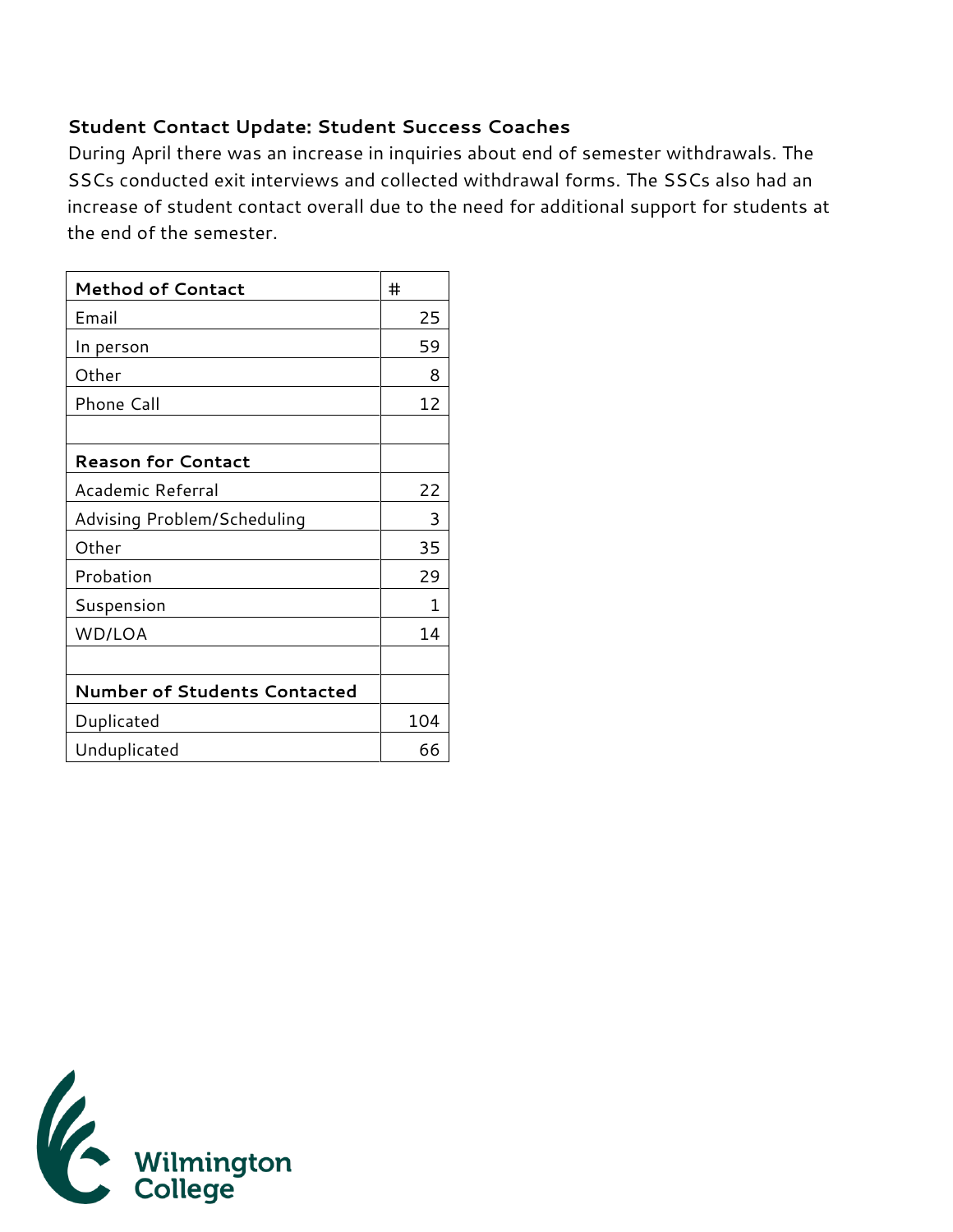### Student Contact Update: Student Success Coaches

During April there was an increase in inquiries about end of semester withdrawals. The SSCs conducted exit interviews and collected withdrawal forms. The SSCs also had an increase of student contact overall due to the need for additional support for students at the end of the semester.

| **Method of Contact** | # |
|---|---|
| Email | 25 |
| In person | 59 |
| Other | 8 |
| Phone Call | 12 |
| | |
| **Reason for Contact** | |
| Academic Referral | 22 |
| Advising Problem/Scheduling | 3 |
| Other | 35 |
| Probation | 29 |
| Suspension | 1 |
| WD/LOA | 14 |
| | |
| **Number of Students Contacted** | |
| Duplicated | 104 |
| Unduplicated | 66 |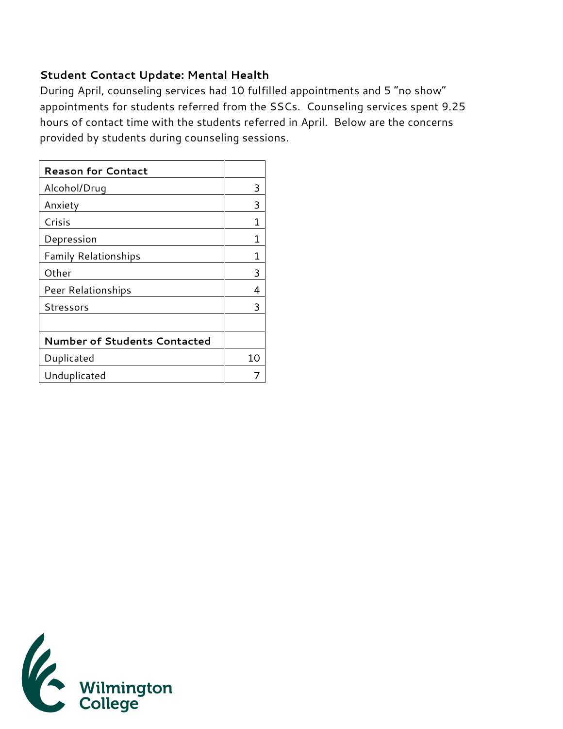### Student Contact Update: Mental Health

During April, counseling services had 10 fulfilled appointments and 5 "no show" appointments for students referred from the SSCs. Counseling services spent 9.25 hours of contact time with the students referred in April. Below are the concerns provided by students during counseling sessions.

| **Reason for Contact** | |
|---|---|
| Alcohol/Drug | 3 |
| Anxiety | 3 |
| Crisis | 1 |
| Depression | 1 |
| Family Relationships | 1 |
| Other | 3 |
| Peer Relationships | 4 |
| Stressors | 3 |
| | |
| **Number of Students Contacted** | |
| Duplicated | 10 |
| Unduplicated | 7 |

Wilmington College